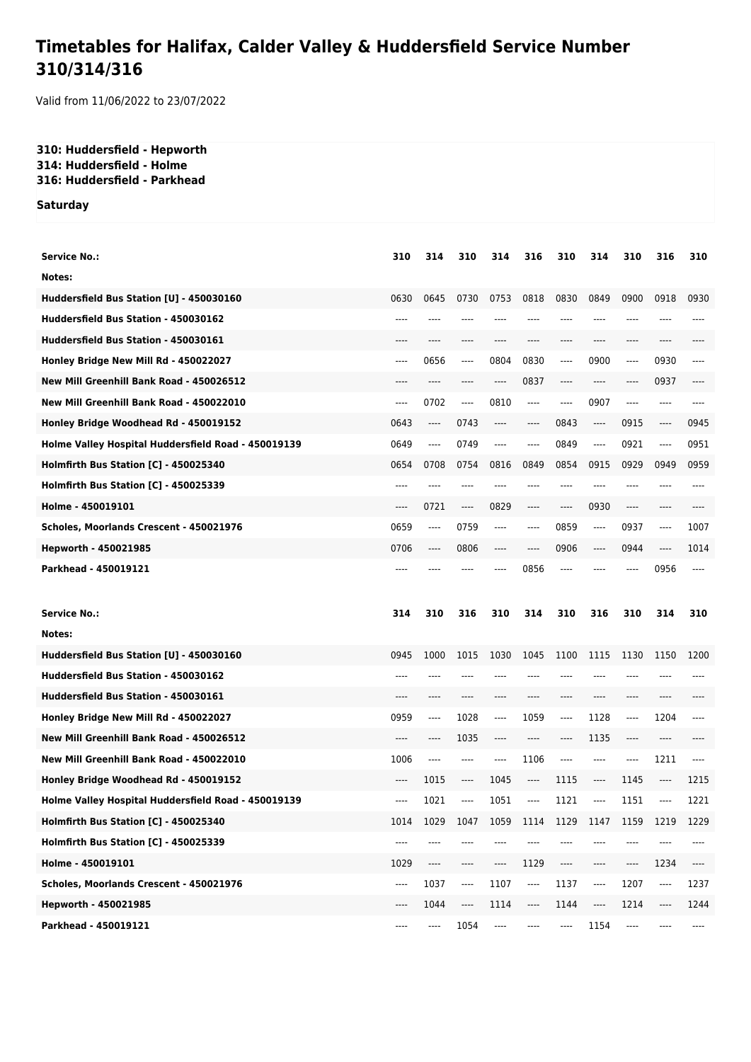# Timetables for Halifax, Calder Valley & Huddersfield Service Number 310/314/316

Valid from 11/06/2022 to 23/07/2022

**310: Huddersfield - Hepworth**
**314: Huddersfield - Holme**
**316: Huddersfield - Parkhead**

**Saturday**

| Service No.: | 310 | 314 | 310 | 314 | 316 | 310 | 314 | 310 | 316 | 310 |
|---|---|---|---|---|---|---|---|---|---|---|
| Notes: | | | | | | | | | | |
| Huddersfield Bus Station [U] - 450030160 | 0630 | 0645 | 0730 | 0753 | 0818 | 0830 | 0849 | 0900 | 0918 | 0930 |
| Huddersfield Bus Station - 450030162 | ---- | ---- | ---- | ---- | ---- | ---- | ---- | ---- | ---- | ---- |
| Huddersfield Bus Station - 450030161 | ---- | ---- | ---- | ---- | ---- | ---- | ---- | ---- | ---- | ---- |
| Honley Bridge New Mill Rd - 450022027 | ---- | 0656 | ---- | 0804 | 0830 | ---- | 0900 | ---- | 0930 | ---- |
| New Mill Greenhill Bank Road - 450026512 | ---- | ---- | ---- | ---- | 0837 | ---- | ---- | ---- | 0937 | ---- |
| New Mill Greenhill Bank Road - 450022010 | ---- | 0702 | ---- | 0810 | ---- | ---- | 0907 | ---- | ---- | ---- |
| Honley Bridge Woodhead Rd - 450019152 | 0643 | ---- | 0743 | ---- | ---- | 0843 | ---- | 0915 | ---- | 0945 |
| Holme Valley Hospital Huddersfield Road - 450019139 | 0649 | ---- | 0749 | ---- | ---- | 0849 | ---- | 0921 | ---- | 0951 |
| Holmfirth Bus Station [C] - 450025340 | 0654 | 0708 | 0754 | 0816 | 0849 | 0854 | 0915 | 0929 | 0949 | 0959 |
| Holmfirth Bus Station [C] - 450025339 | ---- | ---- | ---- | ---- | ---- | ---- | ---- | ---- | ---- | ---- |
| Holme - 450019101 | ---- | 0721 | ---- | 0829 | ---- | ---- | 0930 | ---- | ---- | ---- |
| Scholes, Moorlands Crescent - 450021976 | 0659 | ---- | 0759 | ---- | ---- | 0859 | ---- | 0937 | ---- | 1007 |
| Hepworth - 450021985 | 0706 | ---- | 0806 | ---- | ---- | 0906 | ---- | 0944 | ---- | 1014 |
| Parkhead - 450019121 | ---- | ---- | ---- | ---- | 0856 | ---- | ---- | ---- | 0956 | ---- |

| Service No.: | 314 | 310 | 316 | 310 | 314 | 310 | 316 | 310 | 314 | 310 |
|---|---|---|---|---|---|---|---|---|---|---|
| Notes: | | | | | | | | | | |
| Huddersfield Bus Station [U] - 450030160 | 0945 | 1000 | 1015 | 1030 | 1045 | 1100 | 1115 | 1130 | 1150 | 1200 |
| Huddersfield Bus Station - 450030162 | ---- | ---- | ---- | ---- | ---- | ---- | ---- | ---- | ---- | ---- |
| Huddersfield Bus Station - 450030161 | ---- | ---- | ---- | ---- | ---- | ---- | ---- | ---- | ---- | ---- |
| Honley Bridge New Mill Rd - 450022027 | 0959 | ---- | 1028 | ---- | 1059 | ---- | 1128 | ---- | 1204 | ---- |
| New Mill Greenhill Bank Road - 450026512 | ---- | ---- | 1035 | ---- | ---- | ---- | 1135 | ---- | ---- | ---- |
| New Mill Greenhill Bank Road - 450022010 | 1006 | ---- | ---- | ---- | 1106 | ---- | ---- | ---- | 1211 | ---- |
| Honley Bridge Woodhead Rd - 450019152 | ---- | 1015 | ---- | 1045 | ---- | 1115 | ---- | 1145 | ---- | 1215 |
| Holme Valley Hospital Huddersfield Road - 450019139 | ---- | 1021 | ---- | 1051 | ---- | 1121 | ---- | 1151 | ---- | 1221 |
| Holmfirth Bus Station [C] - 450025340 | 1014 | 1029 | 1047 | 1059 | 1114 | 1129 | 1147 | 1159 | 1219 | 1229 |
| Holmfirth Bus Station [C] - 450025339 | ---- | ---- | ---- | ---- | ---- | ---- | ---- | ---- | ---- | ---- |
| Holme - 450019101 | 1029 | ---- | ---- | ---- | 1129 | ---- | ---- | ---- | 1234 | ---- |
| Scholes, Moorlands Crescent - 450021976 | ---- | 1037 | ---- | 1107 | ---- | 1137 | ---- | 1207 | ---- | 1237 |
| Hepworth - 450021985 | ---- | 1044 | ---- | 1114 | ---- | 1144 | ---- | 1214 | ---- | 1244 |
| Parkhead - 450019121 | ---- | ---- | 1054 | ---- | ---- | ---- | 1154 | ---- | ---- | ---- |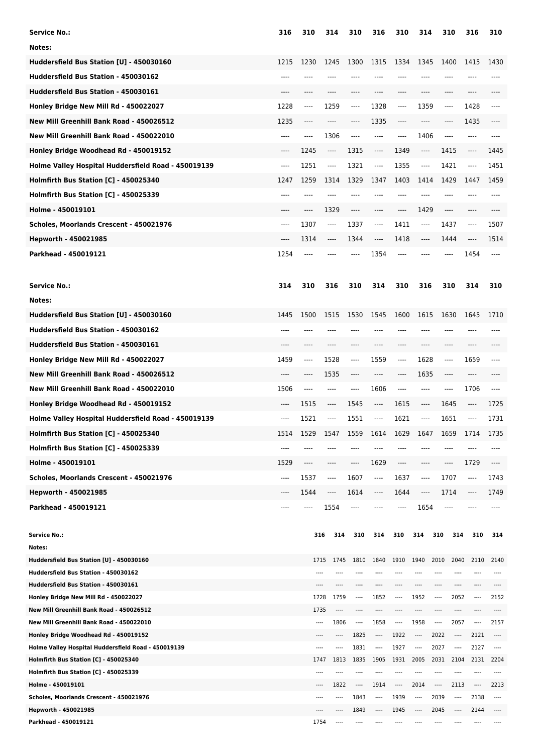| Service No.: | 316 | 310 | 314 | 310 | 316 | 310 | 314 | 310 | 316 | 310 |
|---|---|---|---|---|---|---|---|---|---|---|
| Notes: | | | | | | | | | | |
| Huddersfield Bus Station [U] - 450030160 | 1215 | 1230 | 1245 | 1300 | 1315 | 1334 | 1345 | 1400 | 1415 | 1430 |
| Huddersfield Bus Station - 450030162 | ---- | ---- | ---- | ---- | ---- | ---- | ---- | ---- | ---- | ---- |
| Huddersfield Bus Station - 450030161 | ---- | ---- | ---- | ---- | ---- | ---- | ---- | ---- | ---- | ---- |
| Honley Bridge New Mill Rd - 450022027 | 1228 | ---- | 1259 | ---- | 1328 | ---- | 1359 | ---- | 1428 | ---- |
| New Mill Greenhill Bank Road - 450026512 | 1235 | ---- | ---- | ---- | 1335 | ---- | ---- | ---- | 1435 | ---- |
| New Mill Greenhill Bank Road - 450022010 | ---- | ---- | 1306 | ---- | ---- | ---- | 1406 | ---- | ---- | ---- |
| Honley Bridge Woodhead Rd - 450019152 | ---- | 1245 | ---- | 1315 | ---- | 1349 | ---- | 1415 | ---- | 1445 |
| Holme Valley Hospital Huddersfield Road - 450019139 | ---- | 1251 | ---- | 1321 | ---- | 1355 | ---- | 1421 | ---- | 1451 |
| Holmfirth Bus Station [C] - 450025340 | 1247 | 1259 | 1314 | 1329 | 1347 | 1403 | 1414 | 1429 | 1447 | 1459 |
| Holmfirth Bus Station [C] - 450025339 | ---- | ---- | ---- | ---- | ---- | ---- | ---- | ---- | ---- | ---- |
| Holme - 450019101 | ---- | ---- | 1329 | ---- | ---- | ---- | 1429 | ---- | ---- | ---- |
| Scholes, Moorlands Crescent - 450021976 | ---- | 1307 | ---- | 1337 | ---- | 1411 | ---- | 1437 | ---- | 1507 |
| Hepworth - 450021985 | ---- | 1314 | ---- | 1344 | ---- | 1418 | ---- | 1444 | ---- | 1514 |
| Parkhead - 450019121 | 1254 | ---- | ---- | ---- | 1354 | ---- | ---- | ---- | 1454 | ---- |

| Service No.: | 314 | 310 | 316 | 310 | 314 | 310 | 316 | 310 | 314 | 310 |
|---|---|---|---|---|---|---|---|---|---|---|
| Notes: | | | | | | | | | | |
| Huddersfield Bus Station [U] - 450030160 | 1445 | 1500 | 1515 | 1530 | 1545 | 1600 | 1615 | 1630 | 1645 | 1710 |
| Huddersfield Bus Station - 450030162 | ---- | ---- | ---- | ---- | ---- | ---- | ---- | ---- | ---- | ---- |
| Huddersfield Bus Station - 450030161 | ---- | ---- | ---- | ---- | ---- | ---- | ---- | ---- | ---- | ---- |
| Honley Bridge New Mill Rd - 450022027 | 1459 | ---- | 1528 | ---- | 1559 | ---- | 1628 | ---- | 1659 | ---- |
| New Mill Greenhill Bank Road - 450026512 | ---- | ---- | 1535 | ---- | ---- | ---- | 1635 | ---- | ---- | ---- |
| New Mill Greenhill Bank Road - 450022010 | 1506 | ---- | ---- | ---- | 1606 | ---- | ---- | ---- | 1706 | ---- |
| Honley Bridge Woodhead Rd - 450019152 | ---- | 1515 | ---- | 1545 | ---- | 1615 | ---- | 1645 | ---- | 1725 |
| Holme Valley Hospital Huddersfield Road - 450019139 | ---- | 1521 | ---- | 1551 | ---- | 1621 | ---- | 1651 | ---- | 1731 |
| Holmfirth Bus Station [C] - 450025340 | 1514 | 1529 | 1547 | 1559 | 1614 | 1629 | 1647 | 1659 | 1714 | 1735 |
| Holmfirth Bus Station [C] - 450025339 | ---- | ---- | ---- | ---- | ---- | ---- | ---- | ---- | ---- | ---- |
| Holme - 450019101 | 1529 | ---- | ---- | ---- | 1629 | ---- | ---- | ---- | 1729 | ---- |
| Scholes, Moorlands Crescent - 450021976 | ---- | 1537 | ---- | 1607 | ---- | 1637 | ---- | 1707 | ---- | 1743 |
| Hepworth - 450021985 | ---- | 1544 | ---- | 1614 | ---- | 1644 | ---- | 1714 | ---- | 1749 |
| Parkhead - 450019121 | ---- | ---- | 1554 | ---- | ---- | ---- | 1654 | ---- | ---- | ---- |

| Service No.: | 316 | 314 | 310 | 314 | 310 | 314 | 310 | 314 | 310 | 314 |
|---|---|---|---|---|---|---|---|---|---|---|
| Notes: | | | | | | | | | | |
| Huddersfield Bus Station [U] - 450030160 | 1715 | 1745 | 1810 | 1840 | 1910 | 1940 | 2010 | 2040 | 2110 | 2140 |
| Huddersfield Bus Station - 450030162 | ---- | ---- | ---- | ---- | ---- | ---- | ---- | ---- | ---- | ---- |
| Huddersfield Bus Station - 450030161 | ---- | ---- | ---- | ---- | ---- | ---- | ---- | ---- | ---- | ---- |
| Honley Bridge New Mill Rd - 450022027 | 1728 | 1759 | ---- | 1852 | ---- | 1952 | ---- | 2052 | ---- | 2152 |
| New Mill Greenhill Bank Road - 450026512 | 1735 | ---- | ---- | ---- | ---- | ---- | ---- | ---- | ---- | ---- |
| New Mill Greenhill Bank Road - 450022010 | ---- | 1806 | ---- | 1858 | ---- | 1958 | ---- | 2057 | ---- | 2157 |
| Honley Bridge Woodhead Rd - 450019152 | ---- | ---- | 1825 | ---- | 1922 | ---- | 2022 | ---- | 2121 | ---- |
| Holme Valley Hospital Huddersfield Road - 450019139 | ---- | ---- | 1831 | ---- | 1927 | ---- | 2027 | ---- | 2127 | ---- |
| Holmfirth Bus Station [C] - 450025340 | 1747 | 1813 | 1835 | 1905 | 1931 | 2005 | 2031 | 2104 | 2131 | 2204 |
| Holmfirth Bus Station [C] - 450025339 | ---- | ---- | ---- | ---- | ---- | ---- | ---- | ---- | ---- | ---- |
| Holme - 450019101 | ---- | 1822 | ---- | 1914 | ---- | 2014 | ---- | 2113 | ---- | 2213 |
| Scholes, Moorlands Crescent - 450021976 | ---- | ---- | 1843 | ---- | 1939 | ---- | 2039 | ---- | 2138 | ---- |
| Hepworth - 450021985 | ---- | ---- | 1849 | ---- | 1945 | ---- | 2045 | ---- | 2144 | ---- |
| Parkhead - 450019121 | 1754 | ---- | ---- | ---- | ---- | ---- | ---- | ---- | ---- | ---- |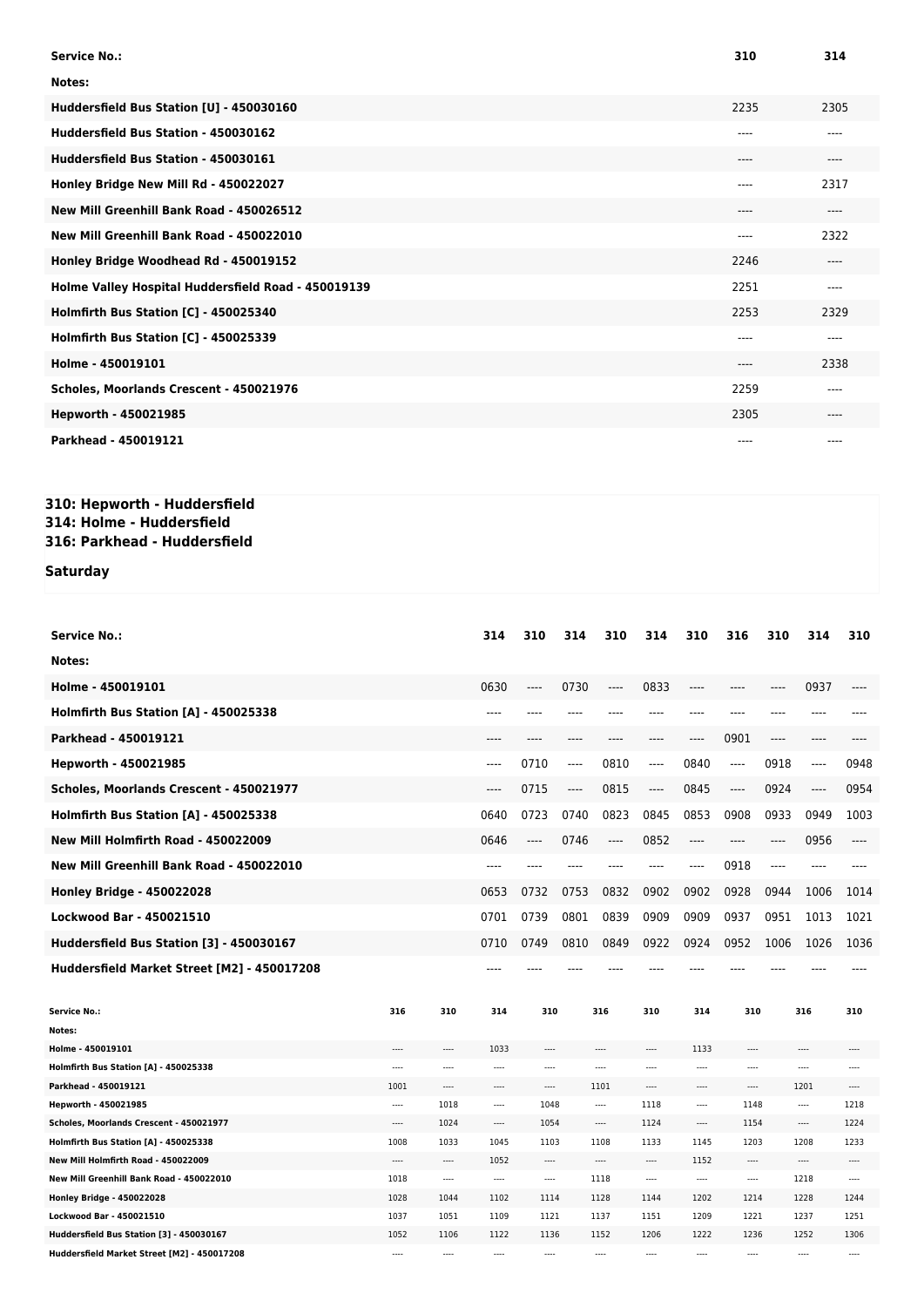| Service No.: | 310 | 314 |
|---|---|---|
| Notes: | | |
| Huddersfield Bus Station [U] - 450030160 | 2235 | 2305 |
| Huddersfield Bus Station - 450030162 | ---- | ---- |
| Huddersfield Bus Station - 450030161 | ---- | ---- |
| Honley Bridge New Mill Rd - 450022027 | ---- | 2317 |
| New Mill Greenhill Bank Road - 450026512 | ---- | ---- |
| New Mill Greenhill Bank Road - 450022010 | ---- | 2322 |
| Honley Bridge Woodhead Rd - 450019152 | 2246 | ---- |
| Holme Valley Hospital Huddersfield Road - 450019139 | 2251 | ---- |
| Holmfirth Bus Station [C] - 450025340 | 2253 | 2329 |
| Holmfirth Bus Station [C] - 450025339 | ---- | ---- |
| Holme - 450019101 | ---- | 2338 |
| Scholes, Moorlands Crescent - 450021976 | 2259 | ---- |
| Hepworth - 450021985 | 2305 | ---- |
| Parkhead - 450019121 | ---- | ---- |

## 310: Hepworth - Huddersfield
## 314: Holme - Huddersfield
## 316: Parkhead - Huddersfield

### Saturday

| Service No.: | 314 | 310 | 314 | 310 | 314 | 310 | 316 | 310 | 314 | 310 |
|---|---|---|---|---|---|---|---|---|---|---|
| Notes: | | | | | | | | | | |
| Holme - 450019101 | 0630 | ---- | 0730 | ---- | 0833 | ---- | ---- | ---- | 0937 | ---- |
| Holmfirth Bus Station [A] - 450025338 | ---- | ---- | ---- | ---- | ---- | ---- | ---- | ---- | ---- | ---- |
| Parkhead - 450019121 | ---- | ---- | ---- | ---- | ---- | ---- | 0901 | ---- | ---- | ---- |
| Hepworth - 450021985 | ---- | 0710 | ---- | 0810 | ---- | 0840 | ---- | 0918 | ---- | 0948 |
| Scholes, Moorlands Crescent - 450021977 | ---- | 0715 | ---- | 0815 | ---- | 0845 | ---- | 0924 | ---- | 0954 |
| Holmfirth Bus Station [A] - 450025338 | 0640 | 0723 | 0740 | 0823 | 0845 | 0853 | 0908 | 0933 | 0949 | 1003 |
| New Mill Holmfirth Road - 450022009 | 0646 | ---- | 0746 | ---- | 0852 | ---- | ---- | ---- | 0956 | ---- |
| New Mill Greenhill Bank Road - 450022010 | ---- | ---- | ---- | ---- | ---- | ---- | 0918 | ---- | ---- | ---- |
| Honley Bridge - 450022028 | 0653 | 0732 | 0753 | 0832 | 0902 | 0902 | 0928 | 0944 | 1006 | 1014 |
| Lockwood Bar - 450021510 | 0701 | 0739 | 0801 | 0839 | 0909 | 0909 | 0937 | 0951 | 1013 | 1021 |
| Huddersfield Bus Station [3] - 450030167 | 0710 | 0749 | 0810 | 0849 | 0922 | 0924 | 0952 | 1006 | 1026 | 1036 |
| Huddersfield Market Street [M2] - 450017208 | ---- | ---- | ---- | ---- | ---- | ---- | ---- | ---- | ---- | ---- |

| Service No.: | 316 | 310 | 314 | 310 | 316 | 310 | 314 | 310 | 316 | 310 |
|---|---|---|---|---|---|---|---|---|---|---|
| Notes: | | | | | | | | | | |
| Holme - 450019101 | ---- | ---- | 1033 | ---- | ---- | ---- | 1133 | ---- | ---- | ---- |
| Holmfirth Bus Station [A] - 450025338 | ---- | ---- | ---- | ---- | ---- | ---- | ---- | ---- | ---- | ---- |
| Parkhead - 450019121 | 1001 | ---- | ---- | ---- | 1101 | ---- | ---- | ---- | 1201 | ---- |
| Hepworth - 450021985 | ---- | 1018 | ---- | 1048 | ---- | 1118 | ---- | 1148 | ---- | 1218 |
| Scholes, Moorlands Crescent - 450021977 | ---- | 1024 | ---- | 1054 | ---- | 1124 | ---- | 1154 | ---- | 1224 |
| Holmfirth Bus Station [A] - 450025338 | 1008 | 1033 | 1045 | 1103 | 1108 | 1133 | 1145 | 1203 | 1208 | 1233 |
| New Mill Holmfirth Road - 450022009 | ---- | ---- | 1052 | ---- | ---- | ---- | 1152 | ---- | ---- | ---- |
| New Mill Greenhill Bank Road - 450022010 | 1018 | ---- | ---- | ---- | 1118 | ---- | ---- | ---- | 1218 | ---- |
| Honley Bridge - 450022028 | 1028 | 1044 | 1102 | 1114 | 1128 | 1144 | 1202 | 1214 | 1228 | 1244 |
| Lockwood Bar - 450021510 | 1037 | 1051 | 1109 | 1121 | 1137 | 1151 | 1209 | 1221 | 1237 | 1251 |
| Huddersfield Bus Station [3] - 450030167 | 1052 | 1106 | 1122 | 1136 | 1152 | 1206 | 1222 | 1236 | 1252 | 1306 |
| Huddersfield Market Street [M2] - 450017208 | ---- | ---- | ---- | ---- | ---- | ---- | ---- | ---- | ---- | ---- |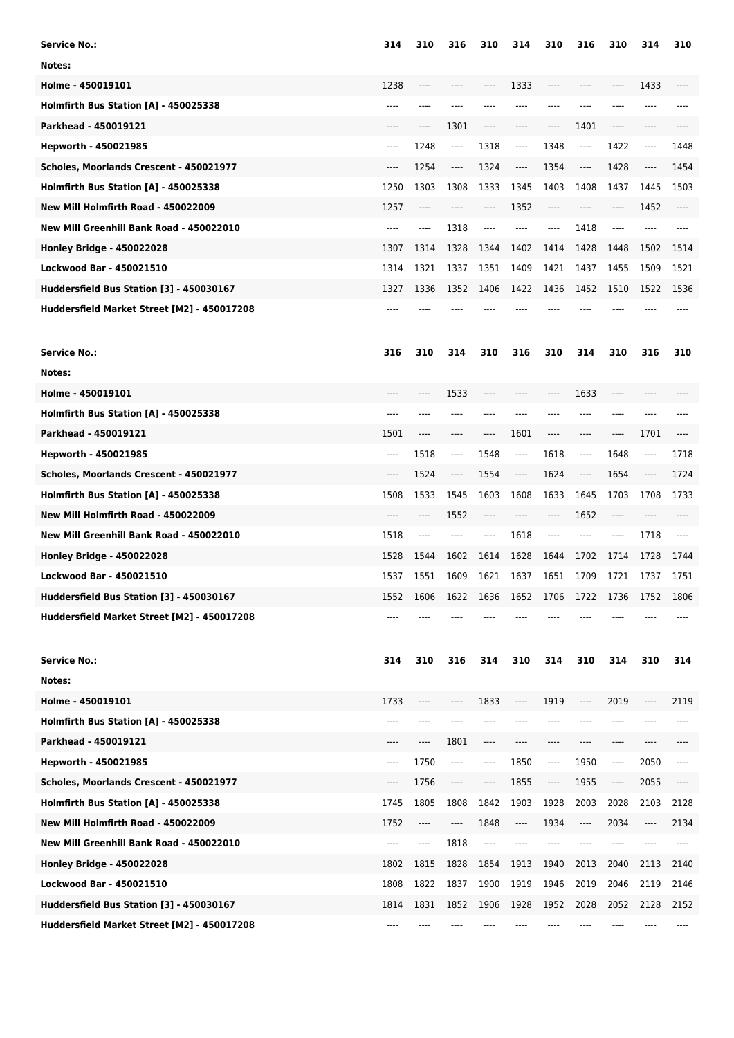| Service No.: | 314 | 310 | 316 | 310 | 314 | 310 | 316 | 310 | 314 | 310 |
|---|---|---|---|---|---|---|---|---|---|---|
| Notes: | | | | | | | | | | |
| Holme - 450019101 | 1238 | ---- | ---- | ---- | 1333 | ---- | ---- | ---- | 1433 | ---- |
| Holmfirth Bus Station [A] - 450025338 | ---- | ---- | ---- | ---- | ---- | ---- | ---- | ---- | ---- | ---- |
| Parkhead - 450019121 | ---- | ---- | 1301 | ---- | ---- | ---- | 1401 | ---- | ---- | ---- |
| Hepworth - 450021985 | ---- | 1248 | ---- | 1318 | ---- | 1348 | ---- | 1422 | ---- | 1448 |
| Scholes, Moorlands Crescent - 450021977 | ---- | 1254 | ---- | 1324 | ---- | 1354 | ---- | 1428 | ---- | 1454 |
| Holmfirth Bus Station [A] - 450025338 | 1250 | 1303 | 1308 | 1333 | 1345 | 1403 | 1408 | 1437 | 1445 | 1503 |
| New Mill Holmfirth Road - 450022009 | 1257 | ---- | ---- | ---- | 1352 | ---- | ---- | ---- | 1452 | ---- |
| New Mill Greenhill Bank Road - 450022010 | ---- | ---- | 1318 | ---- | ---- | ---- | 1418 | ---- | ---- | ---- |
| Honley Bridge - 450022028 | 1307 | 1314 | 1328 | 1344 | 1402 | 1414 | 1428 | 1448 | 1502 | 1514 |
| Lockwood Bar - 450021510 | 1314 | 1321 | 1337 | 1351 | 1409 | 1421 | 1437 | 1455 | 1509 | 1521 |
| Huddersfield Bus Station [3] - 450030167 | 1327 | 1336 | 1352 | 1406 | 1422 | 1436 | 1452 | 1510 | 1522 | 1536 |
| Huddersfield Market Street [M2] - 450017208 | ---- | ---- | ---- | ---- | ---- | ---- | ---- | ---- | ---- | ---- |

| Service No.: | 316 | 310 | 314 | 310 | 316 | 310 | 314 | 310 | 316 | 310 |
|---|---|---|---|---|---|---|---|---|---|---|
| Notes: | | | | | | | | | | |
| Holme - 450019101 | ---- | ---- | 1533 | ---- | ---- | ---- | 1633 | ---- | ---- | ---- |
| Holmfirth Bus Station [A] - 450025338 | ---- | ---- | ---- | ---- | ---- | ---- | ---- | ---- | ---- | ---- |
| Parkhead - 450019121 | 1501 | ---- | ---- | ---- | 1601 | ---- | ---- | ---- | 1701 | ---- |
| Hepworth - 450021985 | ---- | 1518 | ---- | 1548 | ---- | 1618 | ---- | 1648 | ---- | 1718 |
| Scholes, Moorlands Crescent - 450021977 | ---- | 1524 | ---- | 1554 | ---- | 1624 | ---- | 1654 | ---- | 1724 |
| Holmfirth Bus Station [A] - 450025338 | 1508 | 1533 | 1545 | 1603 | 1608 | 1633 | 1645 | 1703 | 1708 | 1733 |
| New Mill Holmfirth Road - 450022009 | ---- | ---- | 1552 | ---- | ---- | ---- | 1652 | ---- | ---- | ---- |
| New Mill Greenhill Bank Road - 450022010 | 1518 | ---- | ---- | ---- | 1618 | ---- | ---- | ---- | 1718 | ---- |
| Honley Bridge - 450022028 | 1528 | 1544 | 1602 | 1614 | 1628 | 1644 | 1702 | 1714 | 1728 | 1744 |
| Lockwood Bar - 450021510 | 1537 | 1551 | 1609 | 1621 | 1637 | 1651 | 1709 | 1721 | 1737 | 1751 |
| Huddersfield Bus Station [3] - 450030167 | 1552 | 1606 | 1622 | 1636 | 1652 | 1706 | 1722 | 1736 | 1752 | 1806 |
| Huddersfield Market Street [M2] - 450017208 | ---- | ---- | ---- | ---- | ---- | ---- | ---- | ---- | ---- | ---- |

| Service No.: | 314 | 310 | 316 | 314 | 310 | 314 | 310 | 314 | 310 | 314 |
|---|---|---|---|---|---|---|---|---|---|---|
| Notes: | | | | | | | | | | |
| Holme - 450019101 | 1733 | ---- | ---- | 1833 | ---- | 1919 | ---- | 2019 | ---- | 2119 |
| Holmfirth Bus Station [A] - 450025338 | ---- | ---- | ---- | ---- | ---- | ---- | ---- | ---- | ---- | ---- |
| Parkhead - 450019121 | ---- | ---- | 1801 | ---- | ---- | ---- | ---- | ---- | ---- | ---- |
| Hepworth - 450021985 | ---- | 1750 | ---- | ---- | 1850 | ---- | 1950 | ---- | 2050 | ---- |
| Scholes, Moorlands Crescent - 450021977 | ---- | 1756 | ---- | ---- | 1855 | ---- | 1955 | ---- | 2055 | ---- |
| Holmfirth Bus Station [A] - 450025338 | 1745 | 1805 | 1808 | 1842 | 1903 | 1928 | 2003 | 2028 | 2103 | 2128 |
| New Mill Holmfirth Road - 450022009 | 1752 | ---- | ---- | 1848 | ---- | 1934 | ---- | 2034 | ---- | 2134 |
| New Mill Greenhill Bank Road - 450022010 | ---- | ---- | 1818 | ---- | ---- | ---- | ---- | ---- | ---- | ---- |
| Honley Bridge - 450022028 | 1802 | 1815 | 1828 | 1854 | 1913 | 1940 | 2013 | 2040 | 2113 | 2140 |
| Lockwood Bar - 450021510 | 1808 | 1822 | 1837 | 1900 | 1919 | 1946 | 2019 | 2046 | 2119 | 2146 |
| Huddersfield Bus Station [3] - 450030167 | 1814 | 1831 | 1852 | 1906 | 1928 | 1952 | 2028 | 2052 | 2128 | 2152 |
| Huddersfield Market Street [M2] - 450017208 | ---- | ---- | ---- | ---- | ---- | ---- | ---- | ---- | ---- | ---- |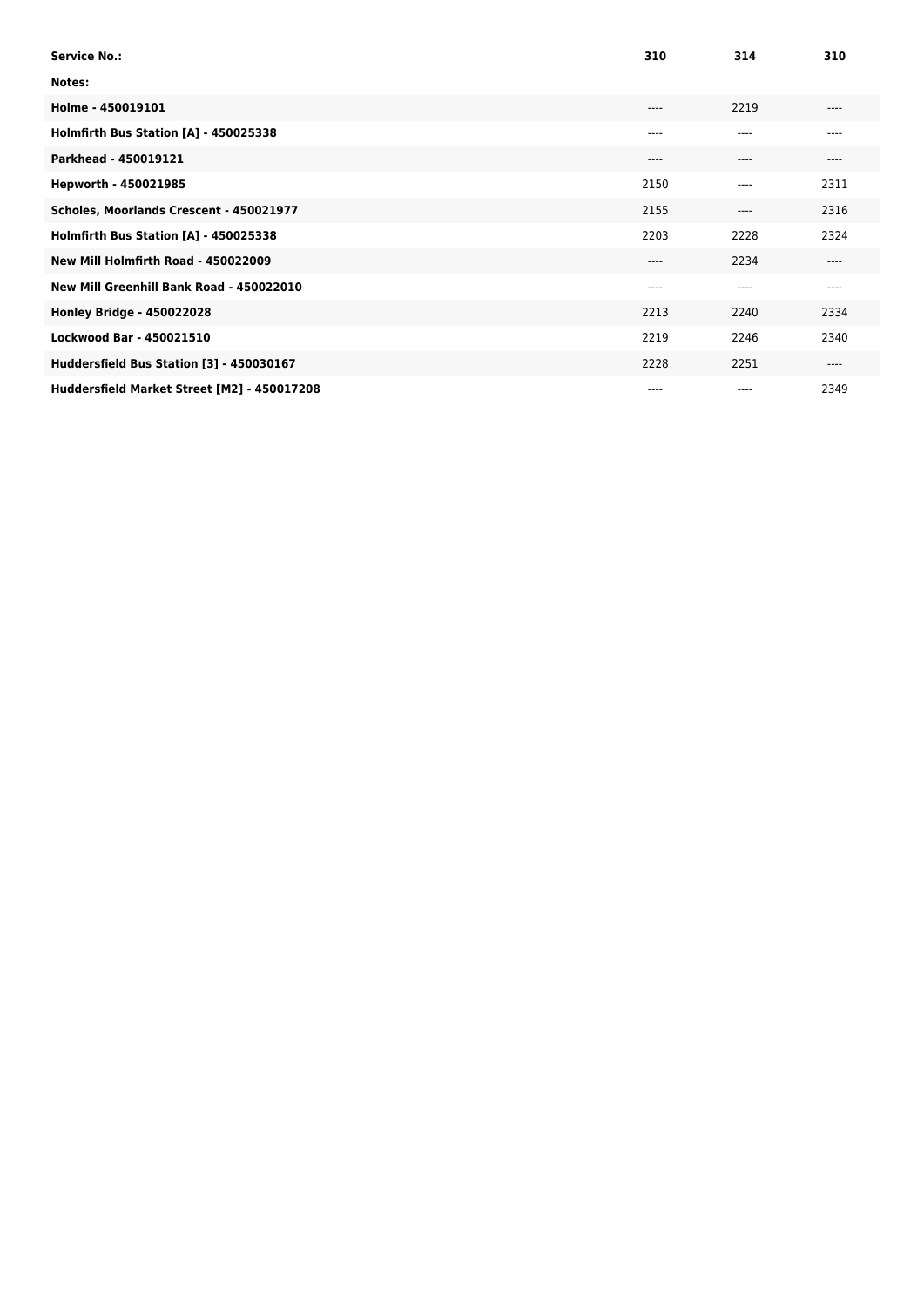| Service No.: | 310 | 314 | 310 |
|---|---|---|---|
| Notes: | | | |
| Holme - 450019101 | ---- | 2219 | ---- |
| Holmfirth Bus Station [A] - 450025338 | ---- | ---- | ---- |
| Parkhead - 450019121 | ---- | ---- | ---- |
| Hepworth - 450021985 | 2150 | ---- | 2311 |
| Scholes, Moorlands Crescent - 450021977 | 2155 | ---- | 2316 |
| Holmfirth Bus Station [A] - 450025338 | 2203 | 2228 | 2324 |
| New Mill Holmfirth Road - 450022009 | ---- | 2234 | ---- |
| New Mill Greenhill Bank Road - 450022010 | ---- | ---- | ---- |
| Honley Bridge - 450022028 | 2213 | 2240 | 2334 |
| Lockwood Bar - 450021510 | 2219 | 2246 | 2340 |
| Huddersfield Bus Station [3] - 450030167 | 2228 | 2251 | ---- |
| Huddersfield Market Street [M2] - 450017208 | ---- | ---- | 2349 |